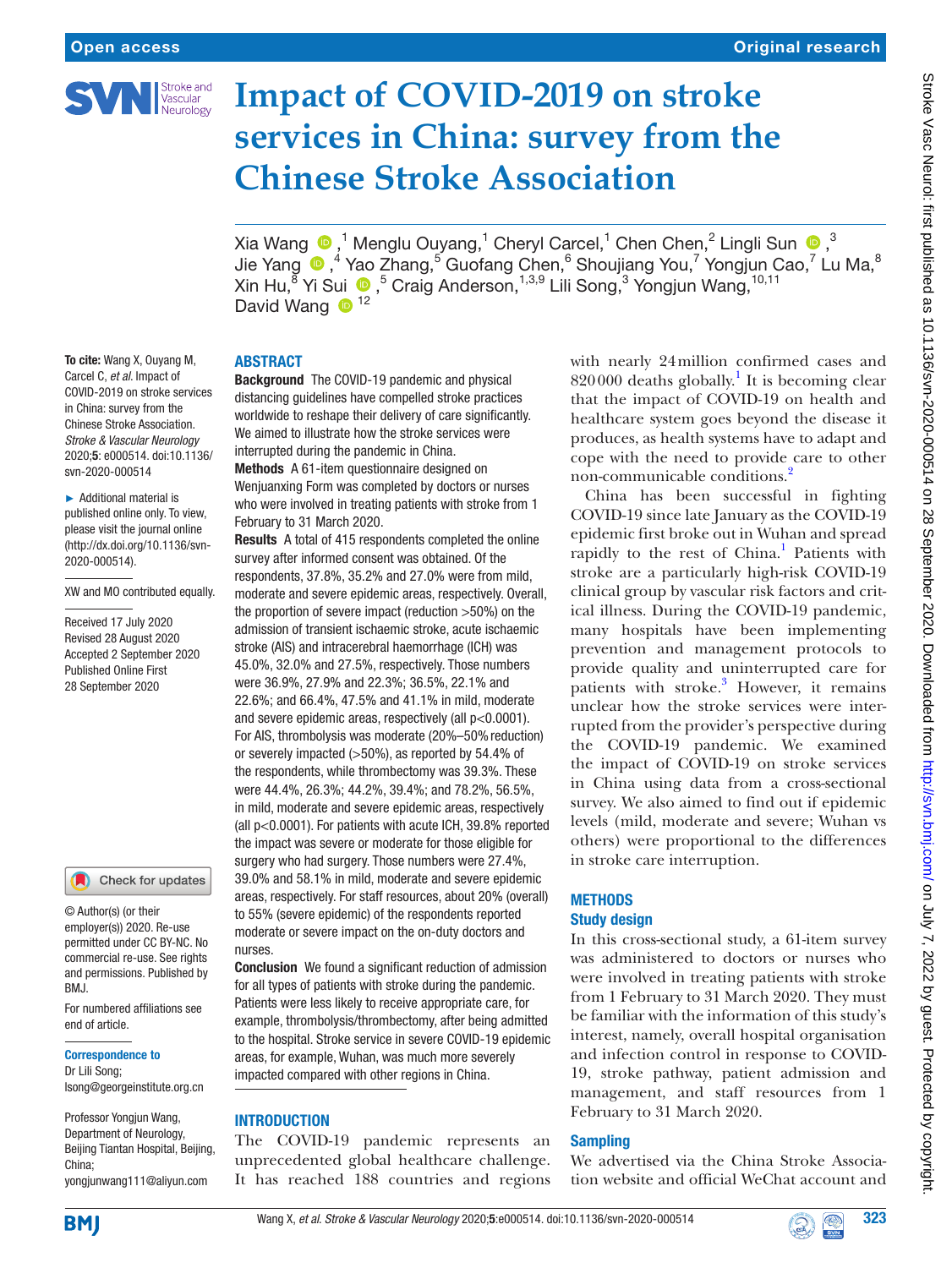Open access | Original research

# Impact of COVID-2019 on stroke services in China: survey from the Chinese Stroke Association

Xia Wang,[1] Menglu Ouyang,[1] Cheryl Carcel,[1] Chen Chen,[2] Lingli Sun,[3] Jie Yang,[4] Yao Zhang,[5] Guofang Chen,[6] Shoujiang You,[7] Yongjun Cao,[7] Lu Ma,[8] Xin Hu,[8] Yi Sui,[5] Craig Anderson,[1,3,9] Lili Song,[3] Yongjun Wang,[10,11] David Wang[12]

**To cite:** Wang X, Ouyang M, Carcel C, *et al*. Impact of COVID-2019 on stroke services in China: survey from the Chinese Stroke Association. *Stroke & Vascular Neurology* 2020;**5**: e000514. doi:10.1136/svn-2020-000514

► Additional material is published online only. To view, please visit the journal online (http://dx.doi.org/10.1136/svn-2020-000514).

XW and MO contributed equally.

Received 17 July 2020
Revised 28 August 2020
Accepted 2 September 2020
Published Online First 28 September 2020

© Author(s) (or their employer(s)) 2020. Re-use permitted under CC BY-NC. No commercial re-use. See rights and permissions. Published by BMJ.

For numbered affiliations see end of article.

**Correspondence to**
Dr Lili Song; lsong@georgeinstitute.org.cn

Professor Yongjun Wang, Department of Neurology, Beijing Tiantan Hospital, Beijing, China; yongjunwang111@aliyun.com

## ABSTRACT

**Background** The COVID-19 pandemic and physical distancing guidelines have compelled stroke practices worldwide to reshape their delivery of care significantly. We aimed to illustrate how the stroke services were interrupted during the pandemic in China.

**Methods** A 61-item questionnaire designed on Wenjuanxing Form was completed by doctors or nurses who were involved in treating patients with stroke from 1 February to 31 March 2020.

**Results** A total of 415 respondents completed the online survey after informed consent was obtained. Of the respondents, 37.8%, 35.2% and 27.0% were from mild, moderate and severe epidemic areas, respectively. Overall, the proportion of severe impact (reduction >50%) on the admission of transient ischaemic stroke, acute ischaemic stroke (AIS) and intracerebral haemorrhage (ICH) was 45.0%, 32.0% and 27.5%, respectively. Those numbers were 36.9%, 27.9% and 22.3%; 36.5%, 22.1% and 22.6%; and 66.4%, 47.5% and 41.1% in mild, moderate and severe epidemic areas, respectively (all p<0.0001). For AIS, thrombolysis was moderate (20%–50% reduction) or severely impacted (>50%), as reported by 54.4% of the respondents, while thrombectomy was 39.3%. These were 44.4%, 26.3%; 44.2%, 39.4%; and 78.2%, 56.5%, in mild, moderate and severe epidemic areas, respectively (all p<0.0001). For patients with acute ICH, 39.8% reported the impact was severe or moderate for those eligible for surgery who had surgery. Those numbers were 27.4%, 39.0% and 58.1% in mild, moderate and severe epidemic areas, respectively. For staff resources, about 20% (overall) to 55% (severe epidemic) of the respondents reported moderate or severe impact on the on-duty doctors and nurses.

**Conclusion** We found a significant reduction of admission for all types of patients with stroke during the pandemic. Patients were less likely to receive appropriate care, for example, thrombolysis/thrombectomy, after being admitted to the hospital. Stroke service in severe COVID-19 epidemic areas, for example, Wuhan, was much more severely impacted compared with other regions in China.

## INTRODUCTION

The COVID-19 pandemic represents an unprecedented global healthcare challenge. It has reached 188 countries and regions with nearly 24 million confirmed cases and 820 000 deaths globally.[1] It is becoming clear that the impact of COVID-19 on health and healthcare system goes beyond the disease it produces, as health systems have to adapt and cope with the need to provide care to other non-communicable conditions.[2]

China has been successful in fighting COVID-19 since late January as the COVID-19 epidemic first broke out in Wuhan and spread rapidly to the rest of China.[1] Patients with stroke are a particularly high-risk COVID-19 clinical group by vascular risk factors and critical illness. During the COVID-19 pandemic, many hospitals have been implementing prevention and management protocols to provide quality and uninterrupted care for patients with stroke.[3] However, it remains unclear how the stroke services were interrupted from the provider's perspective during the COVID-19 pandemic. We examined the impact of COVID-19 on stroke services in China using data from a cross-sectional survey. We also aimed to find out if epidemic levels (mild, moderate and severe; Wuhan vs others) were proportional to the differences in stroke care interruption.

## METHODS

### Study design

In this cross-sectional study, a 61-item survey was administered to doctors or nurses who were involved in treating patients with stroke from 1 February to 31 March 2020. They must be familiar with the information of this study's interest, namely, overall hospital organisation and infection control in response to COVID-19, stroke pathway, patient admission and management, and staff resources from 1 February to 31 March 2020.

### Sampling

We advertised via the China Stroke Association website and official WeChat account and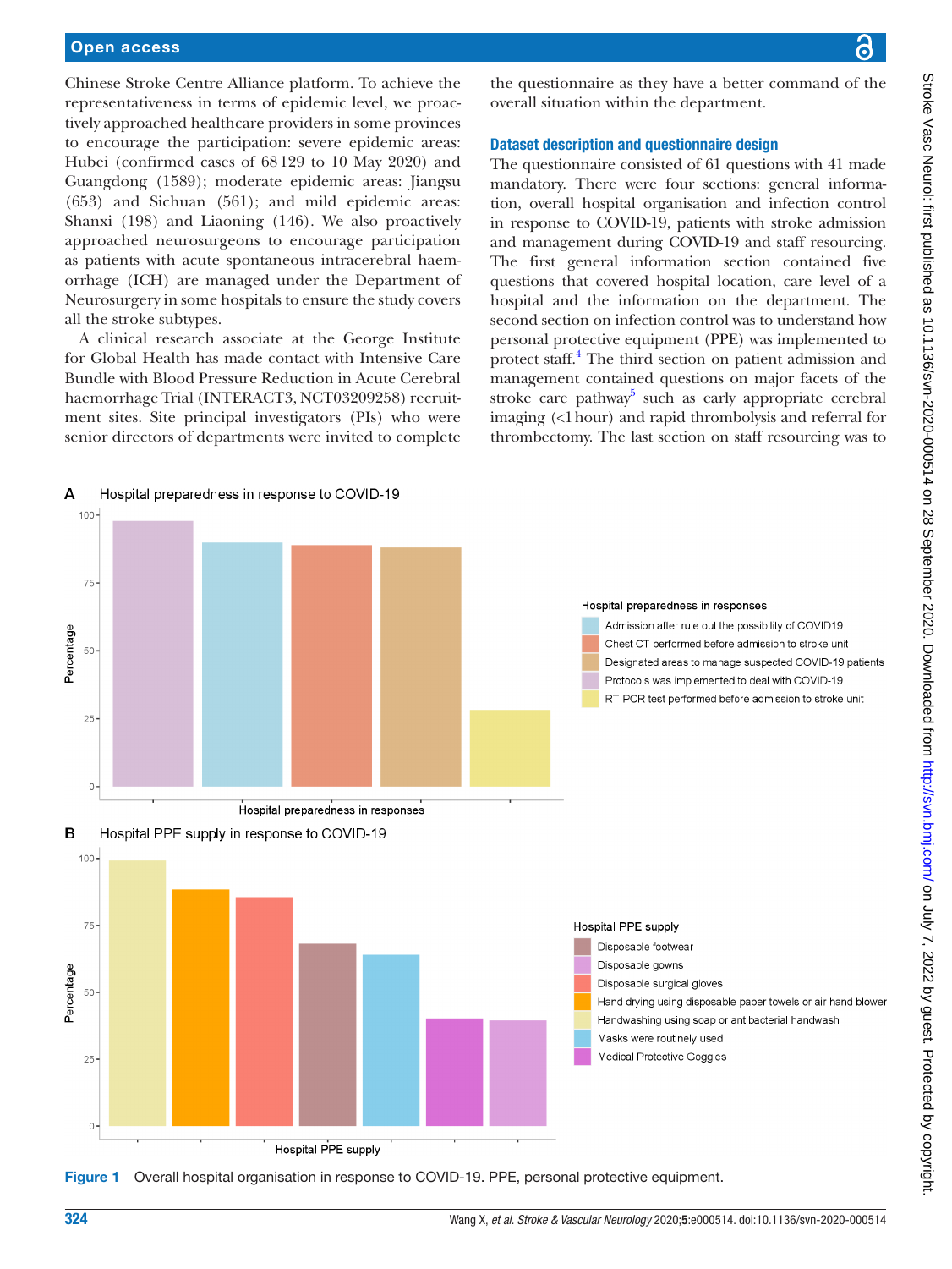Chinese Stroke Centre Alliance platform. To achieve the representativeness in terms of epidemic level, we proactively approached healthcare providers in some provinces to encourage the participation: severe epidemic areas: Hubei (confirmed cases of 68129 to 10 May 2020) and Guangdong (1589); moderate epidemic areas: Jiangsu (653) and Sichuan (561); and mild epidemic areas: Shanxi (198) and Liaoning (146). We also proactively approached neurosurgeons to encourage participation as patients with acute spontaneous intracerebral haemorrhage (ICH) are managed under the Department of Neurosurgery in some hospitals to ensure the study covers all the stroke subtypes.

A clinical research associate at the George Institute for Global Health has made contact with Intensive Care Bundle with Blood Pressure Reduction in Acute Cerebral haemorrhage Trial (INTERACT3, NCT03209258) recruitment sites. Site principal investigators (PIs) who were senior directors of departments were invited to complete the questionnaire as they have a better command of the overall situation within the department.

### Dataset description and questionnaire design

The questionnaire consisted of 61 questions with 41 made mandatory. There were four sections: general information, overall hospital organisation and infection control in response to COVID-19, patients with stroke admission and management during COVID-19 and staff resourcing. The first general information section contained five questions that covered hospital location, care level of a hospital and the information on the department. The second section on infection control was to understand how personal protective equipment (PPE) was implemented to protect staff.[4] The third section on patient admission and management contained questions on major facets of the stroke care pathway[5] such as early appropriate cerebral imaging (<1 hour) and rapid thrombolysis and referral for thrombectomy. The last section on staff resourcing was to

**Figure 1** Overall hospital organisation in response to COVID-19. PPE, personal protective equipment.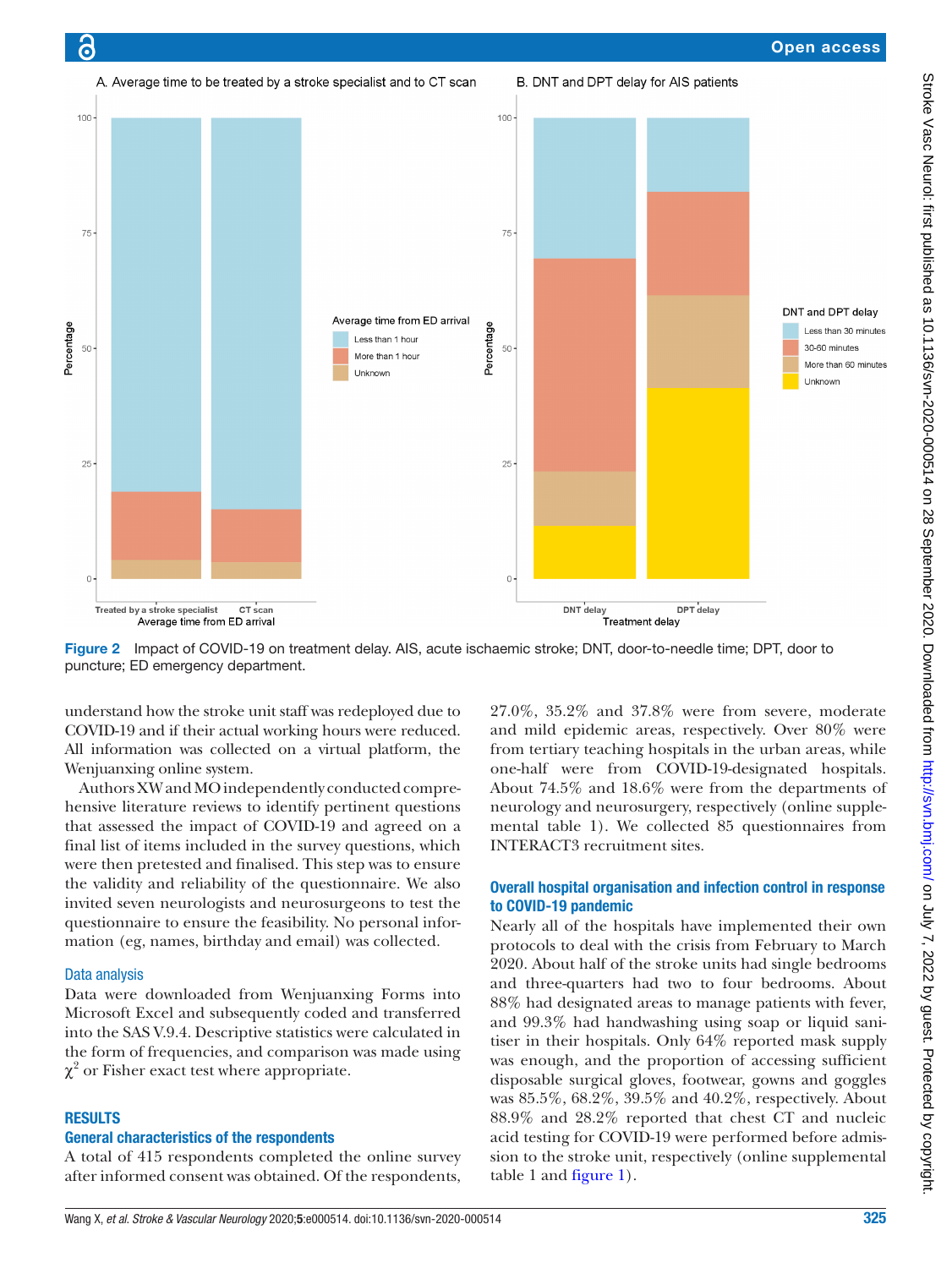Figure 2 Impact of COVID-19 on treatment delay. AIS, acute ischaemic stroke; DNT, door-to-needle time; DPT, door to puncture; ED emergency department.

understand how the stroke unit staff was redeployed due to COVID-19 and if their actual working hours were reduced. All information was collected on a virtual platform, the Wenjuanxing online system.

Authors XW and MO independently conducted comprehensive literature reviews to identify pertinent questions that assessed the impact of COVID-19 and agreed on a final list of items included in the survey questions, which were then pretested and finalised. This step was to ensure the validity and reliability of the questionnaire. We also invited seven neurologists and neurosurgeons to test the questionnaire to ensure the feasibility. No personal information (eg, names, birthday and email) was collected.

### Data analysis

Data were downloaded from Wenjuanxing Forms into Microsoft Excel and subsequently coded and transferred into the SAS V.9.4. Descriptive statistics were calculated in the form of frequencies, and comparison was made using $\chi^2$ or Fisher exact test where appropriate.

## RESULTS

### General characteristics of the respondents

A total of 415 respondents completed the online survey after informed consent was obtained. Of the respondents, 27.0%, 35.2% and 37.8% were from severe, moderate and mild epidemic areas, respectively. Over 80% were from tertiary teaching hospitals in the urban areas, while one-half were from COVID-19-designated hospitals. About 74.5% and 18.6% were from the departments of neurology and neurosurgery, respectively (online supplemental table 1). We collected 85 questionnaires from INTERACT3 recruitment sites.

### Overall hospital organisation and infection control in response to COVID-19 pandemic

Nearly all of the hospitals have implemented their own protocols to deal with the crisis from February to March 2020. About half of the stroke units had single bedrooms and three-quarters had two to four bedrooms. About 88% had designated areas to manage patients with fever, and 99.3% had handwashing using soap or liquid sanitiser in their hospitals. Only 64% reported mask supply was enough, and the proportion of accessing sufficient disposable surgical gloves, footwear, gowns and goggles was 85.5%, 68.2%, 39.5% and 40.2%, respectively. About 88.9% and 28.2% reported that chest CT and nucleic acid testing for COVID-19 were performed before admission to the stroke unit, respectively (online supplemental table 1 and figure 1).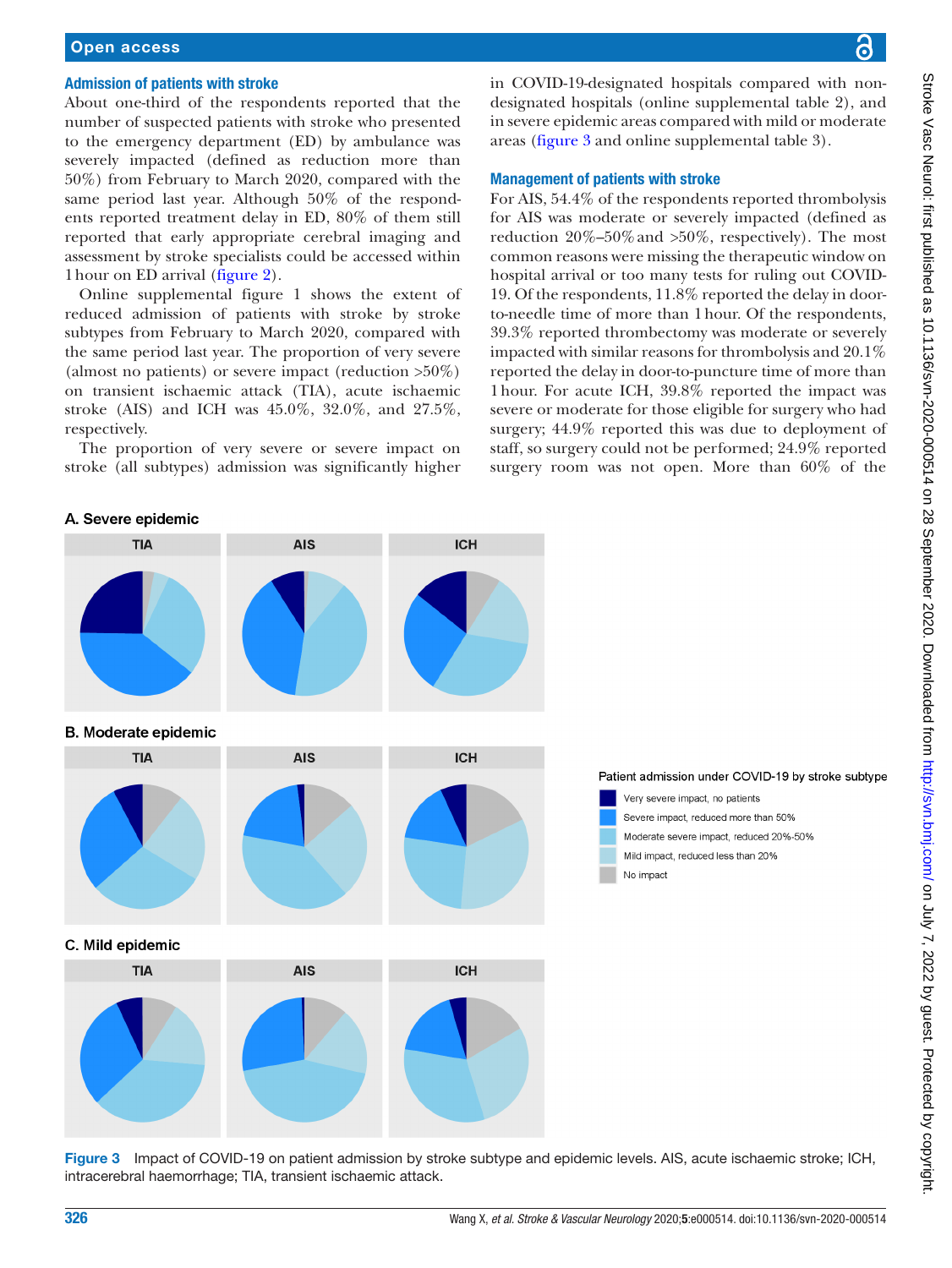### Admission of patients with stroke

About one-third of the respondents reported that the number of suspected patients with stroke who presented to the emergency department (ED) by ambulance was severely impacted (defined as reduction more than 50%) from February to March 2020, compared with the same period last year. Although 50% of the respondents reported treatment delay in ED, 80% of them still reported that early appropriate cerebral imaging and assessment by stroke specialists could be accessed within 1 hour on ED arrival (figure 2).

Online supplemental figure 1 shows the extent of reduced admission of patients with stroke by stroke subtypes from February to March 2020, compared with the same period last year. The proportion of very severe (almost no patients) or severe impact (reduction >50%) on transient ischaemic attack (TIA), acute ischaemic stroke (AIS) and ICH was 45.0%, 32.0%, and 27.5%, respectively.

The proportion of very severe or severe impact on stroke (all subtypes) admission was significantly higher in COVID-19-designated hospitals compared with non-designated hospitals (online supplemental table 2), and in severe epidemic areas compared with mild or moderate areas (figure 3 and online supplemental table 3).

### Management of patients with stroke

For AIS, 54.4% of the respondents reported thrombolysis for AIS was moderate or severely impacted (defined as reduction 20%–50% and >50%, respectively). The most common reasons were missing the therapeutic window on hospital arrival or too many tests for ruling out COVID-19. Of the respondents, 11.8% reported the delay in door-to-needle time of more than 1 hour. Of the respondents, 39.3% reported thrombectomy was moderate or severely impacted with similar reasons for thrombolysis and 20.1% reported the delay in door-to-puncture time of more than 1 hour. For acute ICH, 39.8% reported the impact was severe or moderate for those eligible for surgery who had surgery; 44.9% reported this was due to deployment of staff, so surgery could not be performed; 24.9% reported surgery room was not open. More than 60% of the

**Figure 3** Impact of COVID-19 on patient admission by stroke subtype and epidemic levels. AIS, acute ischaemic stroke; ICH, intracerebral haemorrhage; TIA, transient ischaemic attack.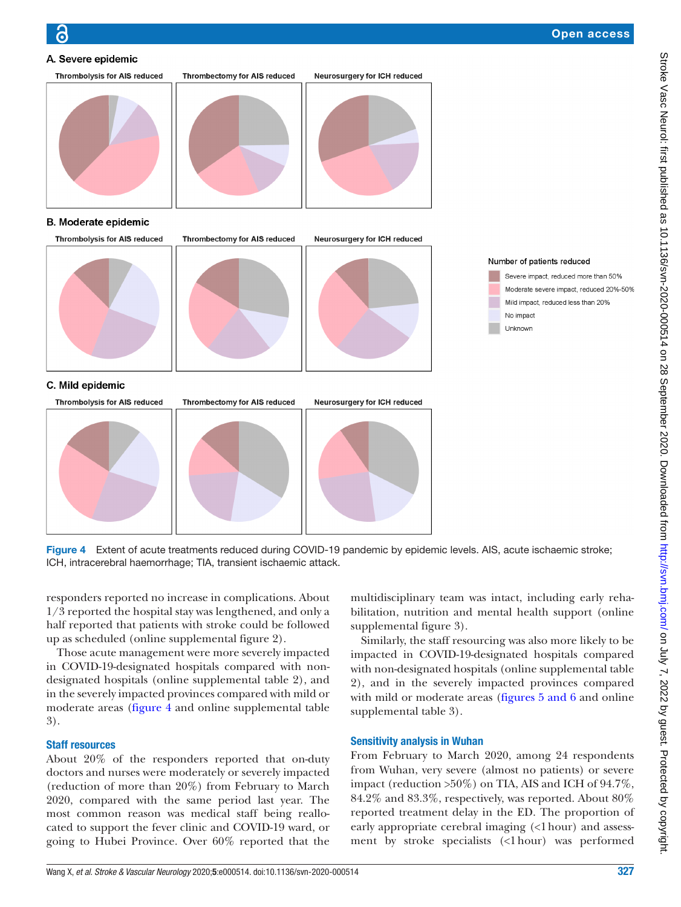Figure 4 Extent of acute treatments reduced during COVID-19 pandemic by epidemic levels. AIS, acute ischaemic stroke; ICH, intracerebral haemorrhage; TIA, transient ischaemic attack.

responders reported no increase in complications. About 1/3 reported the hospital stay was lengthened, and only a half reported that patients with stroke could be followed up as scheduled (online supplemental figure 2).

Those acute management were more severely impacted in COVID-19-designated hospitals compared with non-designated hospitals (online supplemental table 2), and in the severely impacted provinces compared with mild or moderate areas (figure 4 and online supplemental table 3).

## Staff resources

About 20% of the responders reported that on-duty doctors and nurses were moderately or severely impacted (reduction of more than 20%) from February to March 2020, compared with the same period last year. The most common reason was medical staff being reallocated to support the fever clinic and COVID-19 ward, or going to Hubei Province. Over 60% reported that the multidisciplinary team was intact, including early rehabilitation, nutrition and mental health support (online supplemental figure 3).

Similarly, the staff resourcing was also more likely to be impacted in COVID-19-designated hospitals compared with non-designated hospitals (online supplemental table 2), and in the severely impacted provinces compared with mild or moderate areas (figures 5 and 6 and online supplemental table 3).

## Sensitivity analysis in Wuhan

From February to March 2020, among 24 respondents from Wuhan, very severe (almost no patients) or severe impact (reduction >50%) on TIA, AIS and ICH of 94.7%, 84.2% and 83.3%, respectively, was reported. About 80% reported treatment delay in the ED. The proportion of early appropriate cerebral imaging (<1 hour) and assessment by stroke specialists (<1 hour) was performed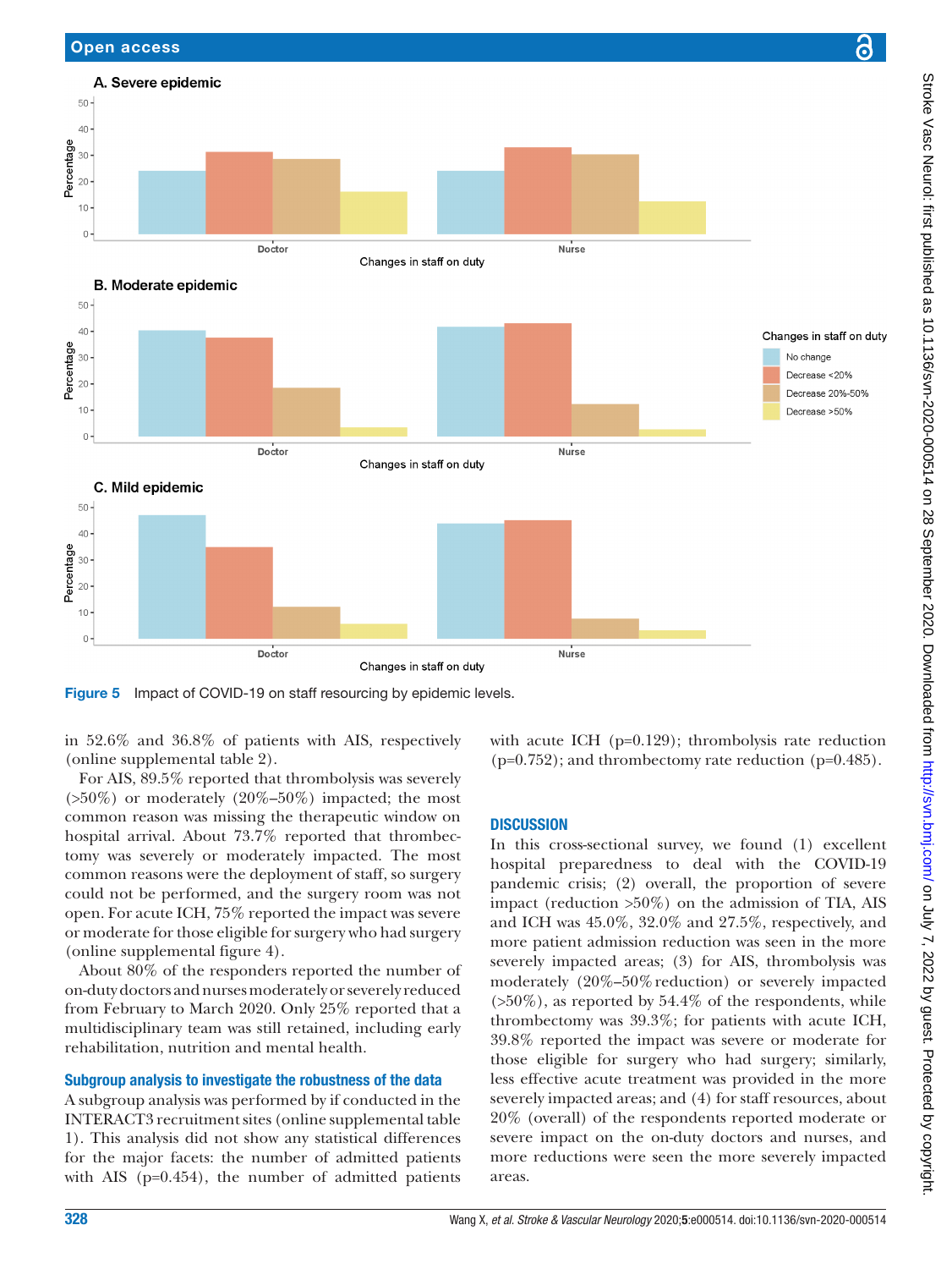Figure 5 Impact of COVID-19 on staff resourcing by epidemic levels.

in 52.6% and 36.8% of patients with AIS, respectively (online supplemental table 2).

For AIS, 89.5% reported that thrombolysis was severely (>50%) or moderately (20%–50%) impacted; the most common reason was missing the therapeutic window on hospital arrival. About 73.7% reported that thrombectomy was severely or moderately impacted. The most common reasons were the deployment of staff, so surgery could not be performed, and the surgery room was not open. For acute ICH, 75% reported the impact was severe or moderate for those eligible for surgery who had surgery (online supplemental figure 4).

About 80% of the responders reported the number of on-duty doctors and nurses moderately or severely reduced from February to March 2020. Only 25% reported that a multidisciplinary team was still retained, including early rehabilitation, nutrition and mental health.

### Subgroup analysis to investigate the robustness of the data

A subgroup analysis was performed by if conducted in the INTERACT3 recruitment sites (online supplemental table 1). This analysis did not show any statistical differences for the major facets: the number of admitted patients with AIS (p=0.454), the number of admitted patients with acute ICH (p=0.129); thrombolysis rate reduction (p=0.752); and thrombectomy rate reduction (p=0.485).

## DISCUSSION

In this cross-sectional survey, we found (1) excellent hospital preparedness to deal with the COVID-19 pandemic crisis; (2) overall, the proportion of severe impact (reduction >50%) on the admission of TIA, AIS and ICH was 45.0%, 32.0% and 27.5%, respectively, and more patient admission reduction was seen in the more severely impacted areas; (3) for AIS, thrombolysis was moderately (20%–50% reduction) or severely impacted (>50%), as reported by 54.4% of the respondents, while thrombectomy was 39.3%; for patients with acute ICH, 39.8% reported the impact was severe or moderate for those eligible for surgery who had surgery; similarly, less effective acute treatment was provided in the more severely impacted areas; and (4) for staff resources, about 20% (overall) of the respondents reported moderate or severe impact on the on-duty doctors and nurses, and more reductions were seen the more severely impacted areas.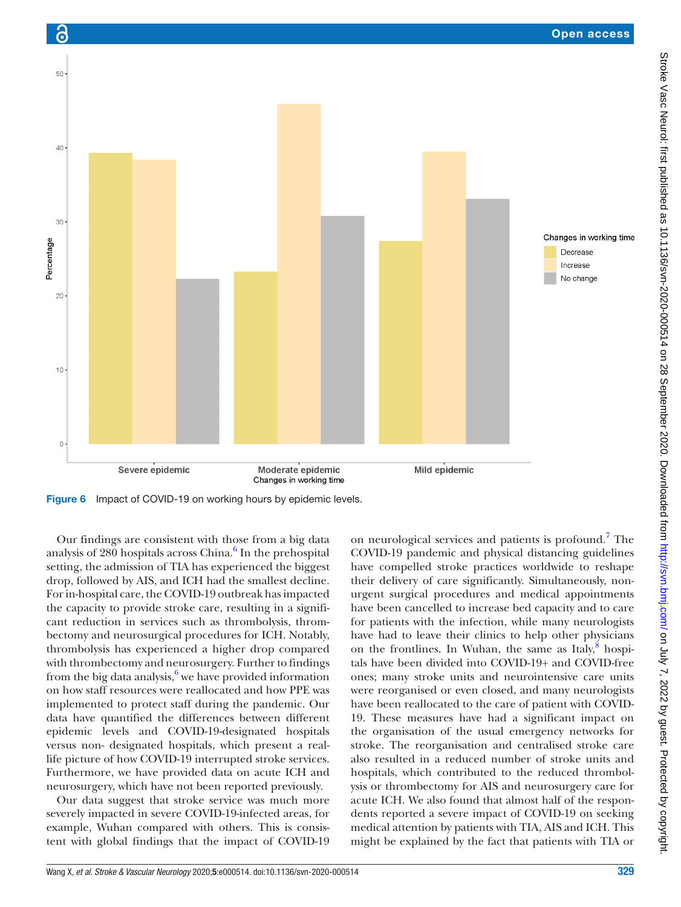Figure 6 Impact of COVID-19 on working hours by epidemic levels.

Our findings are consistent with those from a big data analysis of 280 hospitals across China.[6] In the prehospital setting, the admission of TIA has experienced the biggest drop, followed by AIS, and ICH had the smallest decline. For in-hospital care, the COVID-19 outbreak has impacted the capacity to provide stroke care, resulting in a significant reduction in services such as thrombolysis, thrombectomy and neurosurgical procedures for ICH. Notably, thrombolysis has experienced a higher drop compared with thrombectomy and neurosurgery. Further to findings from the big data analysis,[6] we have provided information on how staff resources were reallocated and how PPE was implemented to protect staff during the pandemic. Our data have quantified the differences between different epidemic levels and COVID-19-designated hospitals versus non- designated hospitals, which present a real-life picture of how COVID-19 interrupted stroke services. Furthermore, we have provided data on acute ICH and neurosurgery, which have not been reported previously.

Our data suggest that stroke service was much more severely impacted in severe COVID-19-infected areas, for example, Wuhan compared with others. This is consistent with global findings that the impact of COVID-19 on neurological services and patients is profound.[7] The COVID-19 pandemic and physical distancing guidelines have compelled stroke practices worldwide to reshape their delivery of care significantly. Simultaneously, non-urgent surgical procedures and medical appointments have been cancelled to increase bed capacity and to care for patients with the infection, while many neurologists have had to leave their clinics to help other physicians on the frontlines. In Wuhan, the same as Italy,[8] hospitals have been divided into COVID-19+ and COVID-free ones; many stroke units and neurointensive care units were reorganised or even closed, and many neurologists have been reallocated to the care of patient with COVID-19. These measures have had a significant impact on the organisation of the usual emergency networks for stroke. The reorganisation and centralised stroke care also resulted in a reduced number of stroke units and hospitals, which contributed to the reduced thrombolysis or thrombectomy for AIS and neurosurgery care for acute ICH. We also found that almost half of the respondents reported a severe impact of COVID-19 on seeking medical attention by patients with TIA, AIS and ICH. This might be explained by the fact that patients with TIA or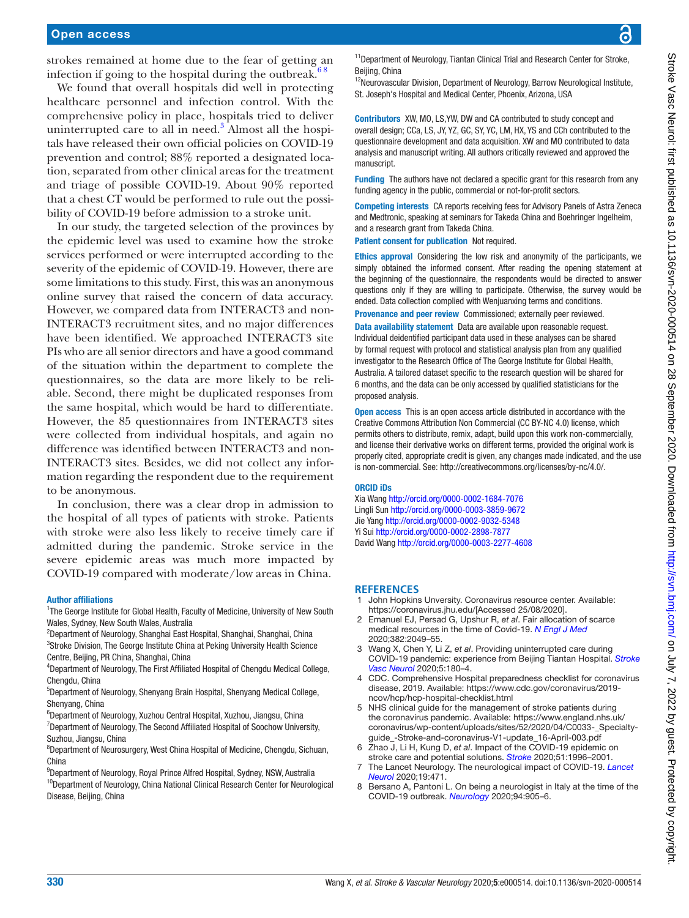strokes remained at home due to the fear of getting an infection if going to the hospital during the outbreak.[6 8]

We found that overall hospitals did well in protecting healthcare personnel and infection control. With the comprehensive policy in place, hospitals tried to deliver uninterrupted care to all in need.[3] Almost all the hospitals have released their own official policies on COVID-19 prevention and control; 88% reported a designated location, separated from other clinical areas for the treatment and triage of possible COVID-19. About 90% reported that a chest CT would be performed to rule out the possibility of COVID-19 before admission to a stroke unit.

In our study, the targeted selection of the provinces by the epidemic level was used to examine how the stroke services performed or were interrupted according to the severity of the epidemic of COVID-19. However, there are some limitations to this study. First, this was an anonymous online survey that raised the concern of data accuracy. However, we compared data from INTERACT3 and non-INTERACT3 recruitment sites, and no major differences have been identified. We approached INTERACT3 site PIs who are all senior directors and have a good command of the situation within the department to complete the questionnaires, so the data are more likely to be reliable. Second, there might be duplicated responses from the same hospital, which would be hard to differentiate. However, the 85 questionnaires from INTERACT3 sites were collected from individual hospitals, and again no difference was identified between INTERACT3 and non-INTERACT3 sites. Besides, we did not collect any information regarding the respondent due to the requirement to be anonymous.

In conclusion, there was a clear drop in admission to the hospital of all types of patients with stroke. Patients with stroke were also less likely to receive timely care if admitted during the pandemic. Stroke service in the severe epidemic areas was much more impacted by COVID-19 compared with moderate/low areas in China.

**Author affiliations**

[1]The George Institute for Global Health, Faculty of Medicine, University of New South Wales, Sydney, New South Wales, Australia
[2]Department of Neurology, Shanghai East Hospital, Shanghai, Shanghai, China
[3]Stroke Division, The George Institute China at Peking University Health Science Centre, Beijing, PR China, Shanghai, China
[4]Department of Neurology, The First Affiliated Hospital of Chengdu Medical College, Chengdu, China
[5]Department of Neurology, Shenyang Brain Hospital, Shenyang Medical College, Shenyang, China
[6]Department of Neurology, Xuzhou Central Hospital, Xuzhou, Jiangsu, China
[7]Department of Neurology, The Second Affiliated Hospital of Soochow University, Suzhou, Jiangsu, China
[8]Department of Neurosurgery, West China Hospital of Medicine, Chengdu, Sichuan, China
[9]Department of Neurology, Royal Prince Alfred Hospital, Sydney, NSW, Australia
[10]Department of Neurology, China National Clinical Research Center for Neurological Disease, Beijing, China
[11]Department of Neurology, Tiantan Clinical Trial and Research Center for Stroke, Beijing, China
[12]Neurovascular Division, Department of Neurology, Barrow Neurological Institute, St. Joseph's Hospital and Medical Center, Phoenix, Arizona, USA

**Contributors** XW, MO, LS,YW, DW and CA contributed to study concept and overall design; CCa, LS, JY, YZ, GC, SY, YC, LM, HX, YS and CCh contributed to the questionnaire development and data acquisition. XW and MO contributed to data analysis and manuscript writing. All authors critically reviewed and approved the manuscript.

**Funding** The authors have not declared a specific grant for this research from any funding agency in the public, commercial or not-for-profit sectors.

**Competing interests** CA reports receiving fees for Advisory Panels of Astra Zeneca and Medtronic, speaking at seminars for Takeda China and Boehringer Ingelheim, and a research grant from Takeda China.

**Patient consent for publication** Not required.

**Ethics approval** Considering the low risk and anonymity of the participants, we simply obtained the informed consent. After reading the opening statement at the beginning of the questionnaire, the respondents would be directed to answer questions only if they are willing to participate. Otherwise, the survey would be ended. Data collection complied with Wenjuanxing terms and conditions.

**Provenance and peer review** Commissioned; externally peer reviewed.

**Data availability statement** Data are available upon reasonable request. Individual deidentified participant data used in these analyses can be shared by formal request with protocol and statistical analysis plan from any qualified investigator to the Research Office of The George Institute for Global Health, Australia. A tailored dataset specific to the research question will be shared for 6 months, and the data can be only accessed by qualified statisticians for the proposed analysis.

**Open access** This is an open access article distributed in accordance with the Creative Commons Attribution Non Commercial (CC BY-NC 4.0) license, which permits others to distribute, remix, adapt, build upon this work non-commercially, and license their derivative works on different terms, provided the original work is properly cited, appropriate credit is given, any changes made indicated, and the use is non-commercial. See: http://creativecommons.org/licenses/by-nc/4.0/.

**ORCID iDs**

Xia Wang http://orcid.org/0000-0002-1684-7076
Lingli Sun http://orcid.org/0000-0003-3859-9672
Jie Yang http://orcid.org/0000-0002-9032-5348
Yi Sui http://orcid.org/0000-0002-2898-7877
David Wang http://orcid.org/0000-0003-2277-4608

## REFERENCES

1. John Hopkins Unversity. Coronavirus resource center. Available: https://coronavirus.jhu.edu/[Accessed 25/08/2020].
2. Emanuel EJ, Persad G, Upshur R, *et al*. Fair allocation of scarce medical resources in the time of Covid-19. *N Engl J Med* 2020;382:2049–55.
3. Wang X, Chen Y, Li Z, *et al*. Providing uninterrupted care during COVID-19 pandemic: experience from Beijing Tiantan Hospital. *Stroke Vasc Neurol* 2020;5:180–4.
4. CDC. Comprehensive Hospital preparedness checklist for coronavirus disease, 2019. Available: https://www.cdc.gov/coronavirus/2019-ncov/hcp/hcp-hospital-checklist.html
5. NHS clinical guide for the management of stroke patients during the coronavirus pandemic. Available: https://www.england.nhs.uk/coronavirus/wp-content/uploads/sites/52/2020/04/C0033-_Specialty-guide_-Stroke-and-coronavirus-V1-update_16-April-003.pdf
6. Zhao J, Li H, Kung D, *et al*. Impact of the COVID-19 epidemic on stroke care and potential solutions. *Stroke* 2020;51:1996–2001.
7. The Lancet Neurology. The neurological impact of COVID-19. *Lancet Neurol* 2020;19:471.
8. Bersano A, Pantoni L. On being a neurologist in Italy at the time of the COVID-19 outbreak. *Neurology* 2020;94:905–6.